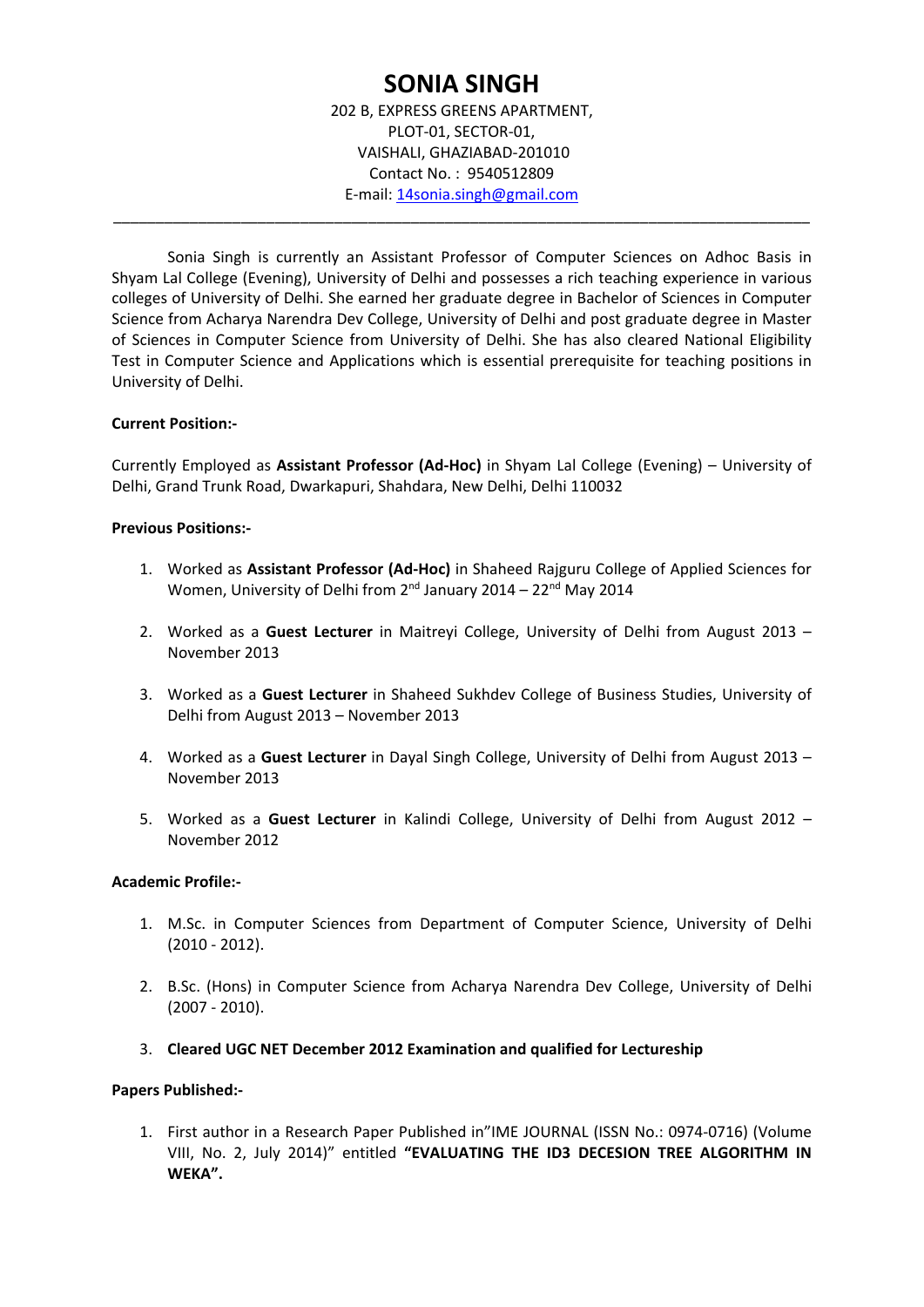# SONIA SINGH

202 B, EXPRESS GREENS APARTMENT,
PLOT-01, SECTOR-01,
VAISHALI, GHAZIABAD-201010
Contact No. : 9540512809
E-mail: 14sonia.singh@gmail.com

---

Sonia Singh is currently an Assistant Professor of Computer Sciences on Adhoc Basis in Shyam Lal College (Evening), University of Delhi and possesses a rich teaching experience in various colleges of University of Delhi. She earned her graduate degree in Bachelor of Sciences in Computer Science from Acharya Narendra Dev College, University of Delhi and post graduate degree in Master of Sciences in Computer Science from University of Delhi. She has also cleared National Eligibility Test in Computer Science and Applications which is essential prerequisite for teaching positions in University of Delhi.

**Current Position:-**

Currently Employed as **Assistant Professor (Ad-Hoc)** in Shyam Lal College (Evening) – University of Delhi, Grand Trunk Road, Dwarkapuri, Shahdara, New Delhi, Delhi 110032

**Previous Positions:-**

1. Worked as **Assistant Professor (Ad-Hoc)** in Shaheed Rajguru College of Applied Sciences for Women, University of Delhi from 2nd January 2014 – 22nd May 2014

2. Worked as a **Guest Lecturer** in Maitreyi College, University of Delhi from August 2013 – November 2013

3. Worked as a **Guest Lecturer** in Shaheed Sukhdev College of Business Studies, University of Delhi from August 2013 – November 2013

4. Worked as a **Guest Lecturer** in Dayal Singh College, University of Delhi from August 2013 – November 2013

5. Worked as a **Guest Lecturer** in Kalindi College, University of Delhi from August 2012 – November 2012

**Academic Profile:-**

1. M.Sc. in Computer Sciences from Department of Computer Science, University of Delhi (2010 - 2012).

2. B.Sc. (Hons) in Computer Science from Acharya Narendra Dev College, University of Delhi (2007 - 2010).

3. **Cleared UGC NET December 2012 Examination and qualified for Lectureship**

**Papers Published:-**

1. First author in a Research Paper Published in"IME JOURNAL (ISSN No.: 0974-0716) (Volume VIII, No. 2, July 2014)" entitled **"EVALUATING THE ID3 DECESION TREE ALGORITHM IN WEKA".**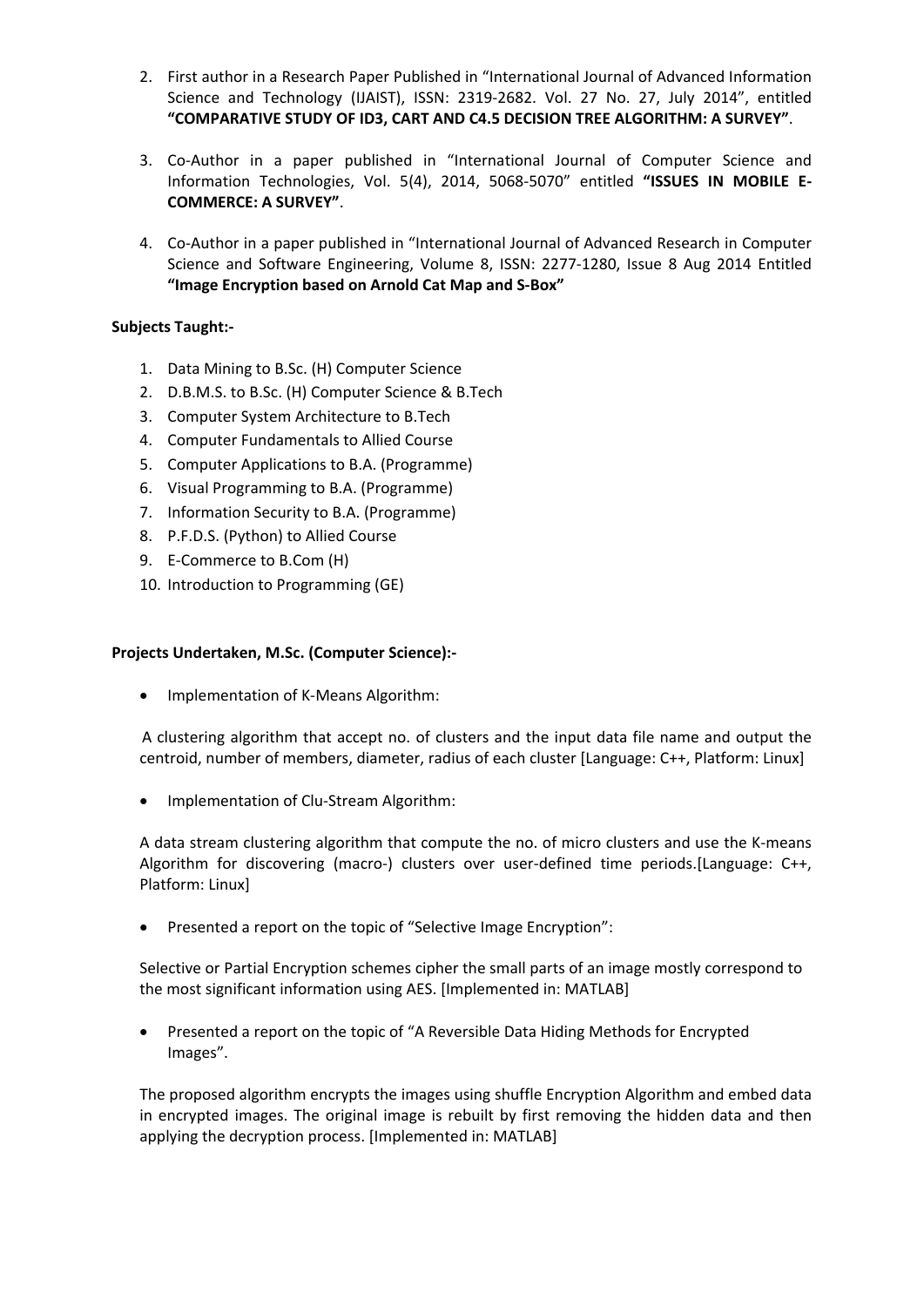2. First author in a Research Paper Published in "International Journal of Advanced Information Science and Technology (IJAIST), ISSN: 2319-2682. Vol. 27 No. 27, July 2014", entitled **"COMPARATIVE STUDY OF ID3, CART AND C4.5 DECISION TREE ALGORITHM: A SURVEY"**.

3. Co-Author in a paper published in "International Journal of Computer Science and Information Technologies, Vol. 5(4), 2014, 5068-5070" entitled **"ISSUES IN MOBILE E-COMMERCE: A SURVEY"**.

4. Co-Author in a paper published in "International Journal of Advanced Research in Computer Science and Software Engineering, Volume 8, ISSN: 2277-1280, Issue 8 Aug 2014 Entitled **"Image Encryption based on Arnold Cat Map and S-Box"**

**Subjects Taught:-**

1. Data Mining to B.Sc. (H) Computer Science
2. D.B.M.S. to B.Sc. (H) Computer Science & B.Tech
3. Computer System Architecture to B.Tech
4. Computer Fundamentals to Allied Course
5. Computer Applications to B.A. (Programme)
6. Visual Programming to B.A. (Programme)
7. Information Security to B.A. (Programme)
8. P.F.D.S. (Python) to Allied Course
9. E-Commerce to B.Com (H)
10. Introduction to Programming (GE)

**Projects Undertaken, M.Sc. (Computer Science):-**

- Implementation of K-Means Algorithm:

A clustering algorithm that accept no. of clusters and the input data file name and output the centroid, number of members, diameter, radius of each cluster [Language: C++, Platform: Linux]

- Implementation of Clu-Stream Algorithm:

A data stream clustering algorithm that compute the no. of micro clusters and use the K-means Algorithm for discovering (macro-) clusters over user-defined time periods.[Language: C++, Platform: Linux]

- Presented a report on the topic of "Selective Image Encryption":

Selective or Partial Encryption schemes cipher the small parts of an image mostly correspond to the most significant information using AES. [Implemented in: MATLAB]

- Presented a report on the topic of "A Reversible Data Hiding Methods for Encrypted Images".

The proposed algorithm encrypts the images using shuffle Encryption Algorithm and embed data in encrypted images. The original image is rebuilt by first removing the hidden data and then applying the decryption process. [Implemented in: MATLAB]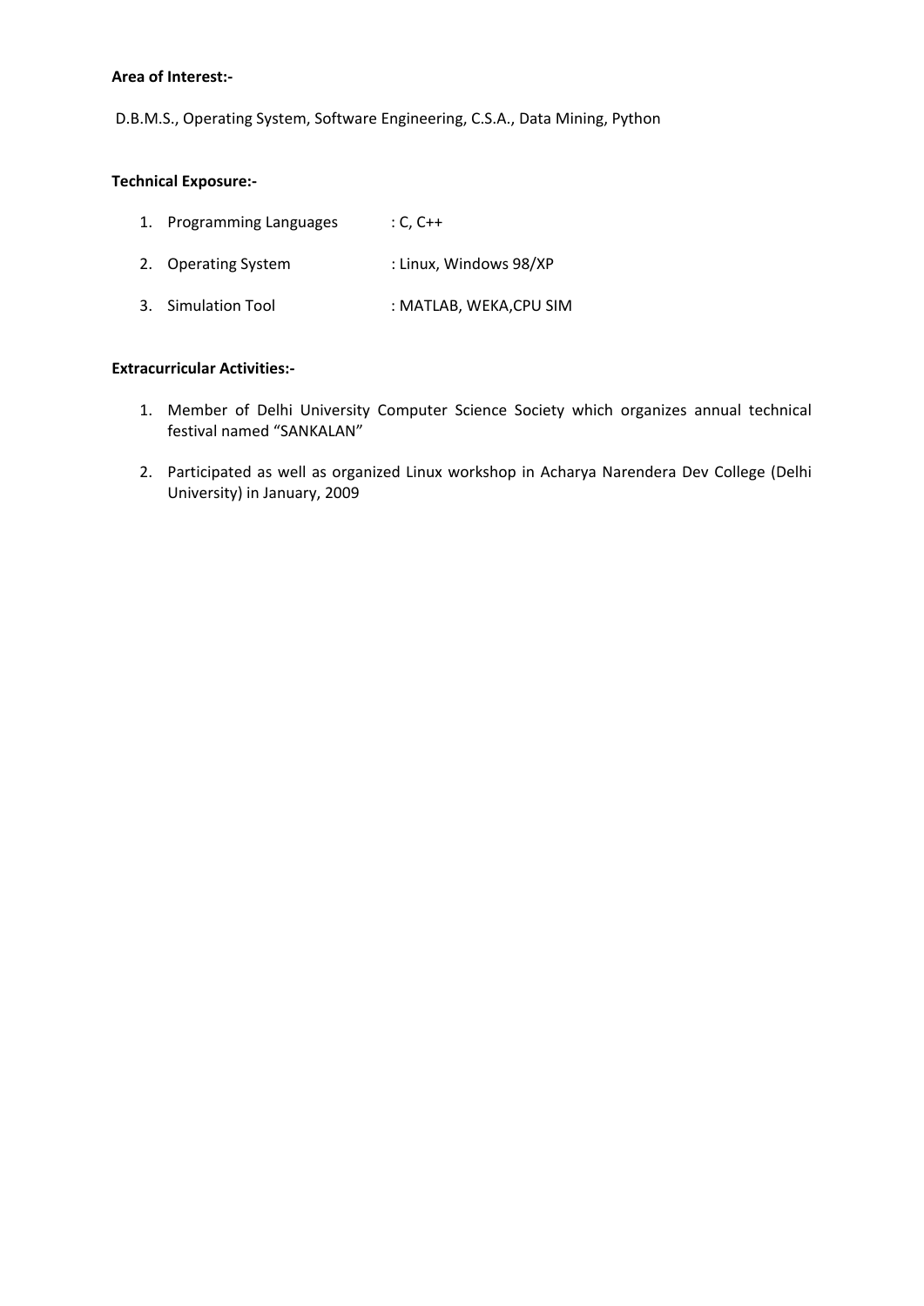**Area of Interest:-**

D.B.M.S., Operating System, Software Engineering, C.S.A., Data Mining, Python

**Technical Exposure:-**

1. Programming Languages : C, C++
2. Operating System : Linux, Windows 98/XP
3. Simulation Tool : MATLAB, WEKA,CPU SIM

**Extracurricular Activities:-**

1. Member of Delhi University Computer Science Society which organizes annual technical festival named "SANKALAN"
2. Participated as well as organized Linux workshop in Acharya Narendera Dev College (Delhi University) in January, 2009